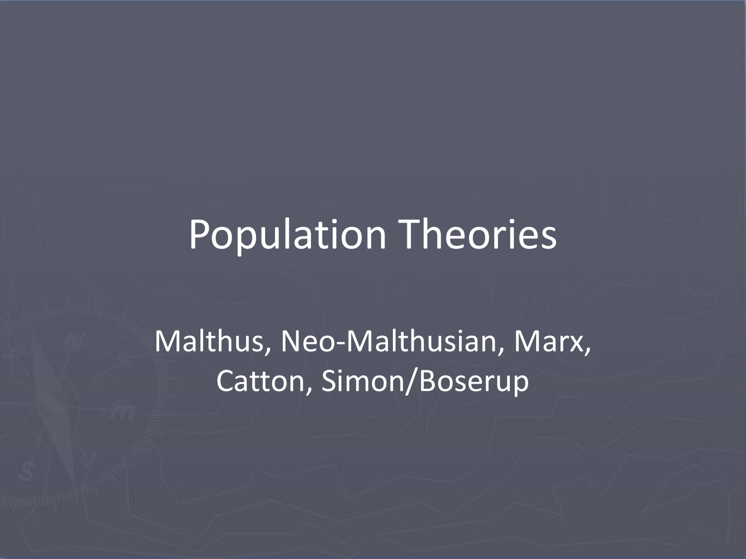# Population Theories

Malthus, Neo-Malthusian, Marx, Catton, Simon/Boserup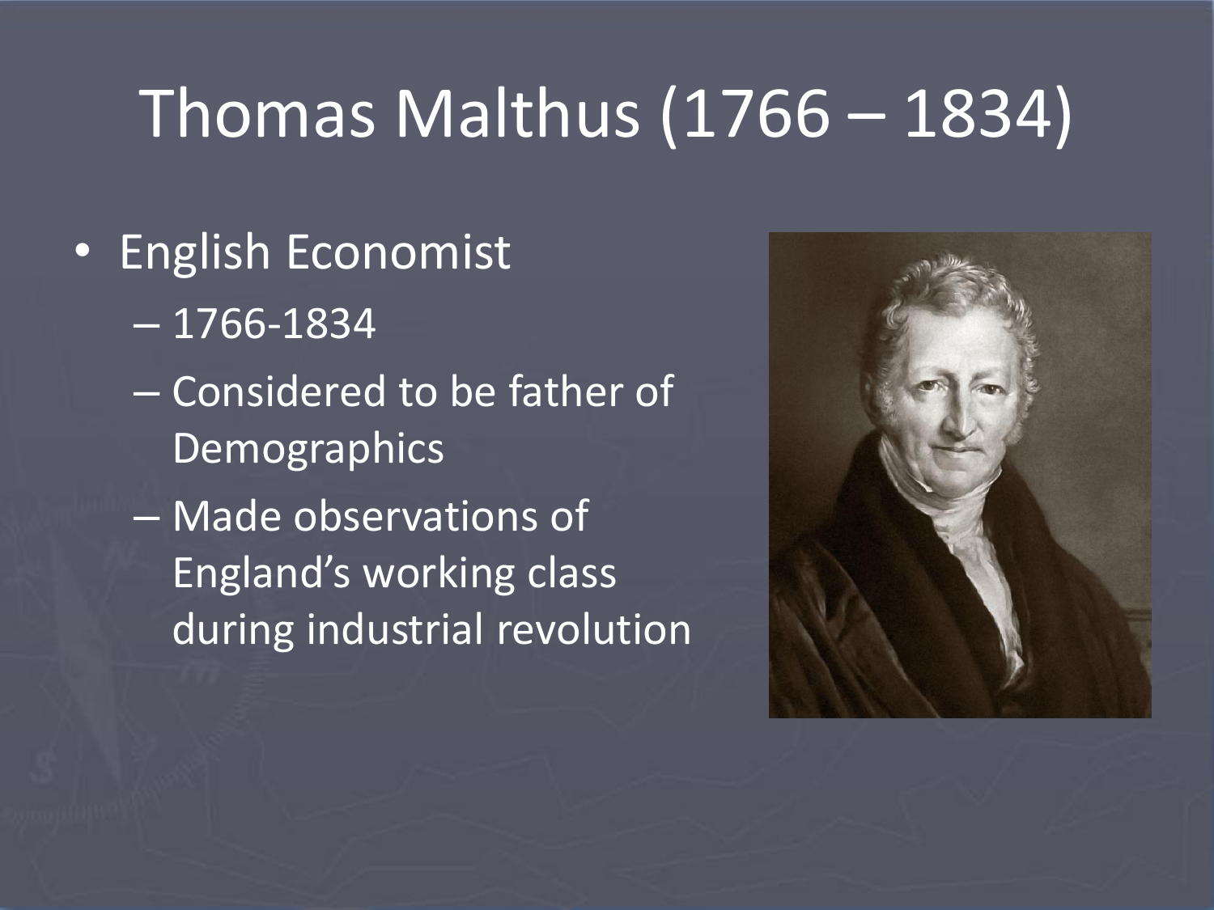# Thomas Malthus (1766 – 1834)

- English Economist
  - 1766-1834
  - Considered to be father of Demographics
  - Made observations of England's working class during industrial revolution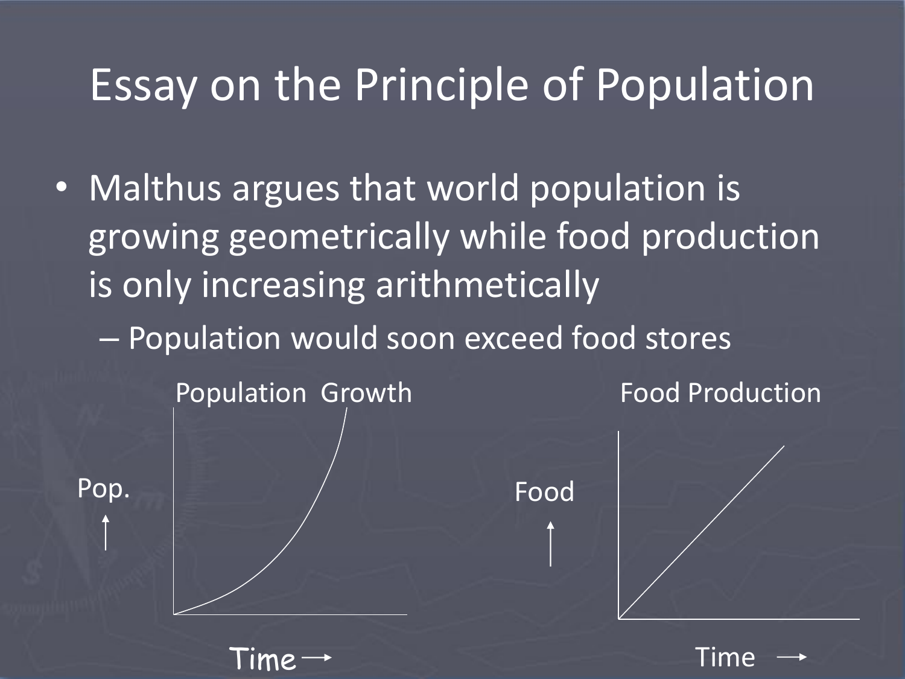# Essay on the Principle of Population

- Malthus argues that world population is growing geometrically while food production is only increasing arithmetically
  - Population would soon exceed food stores

Population Growth

Pop. ↑

Time →

Food Production

Food ↑

Time →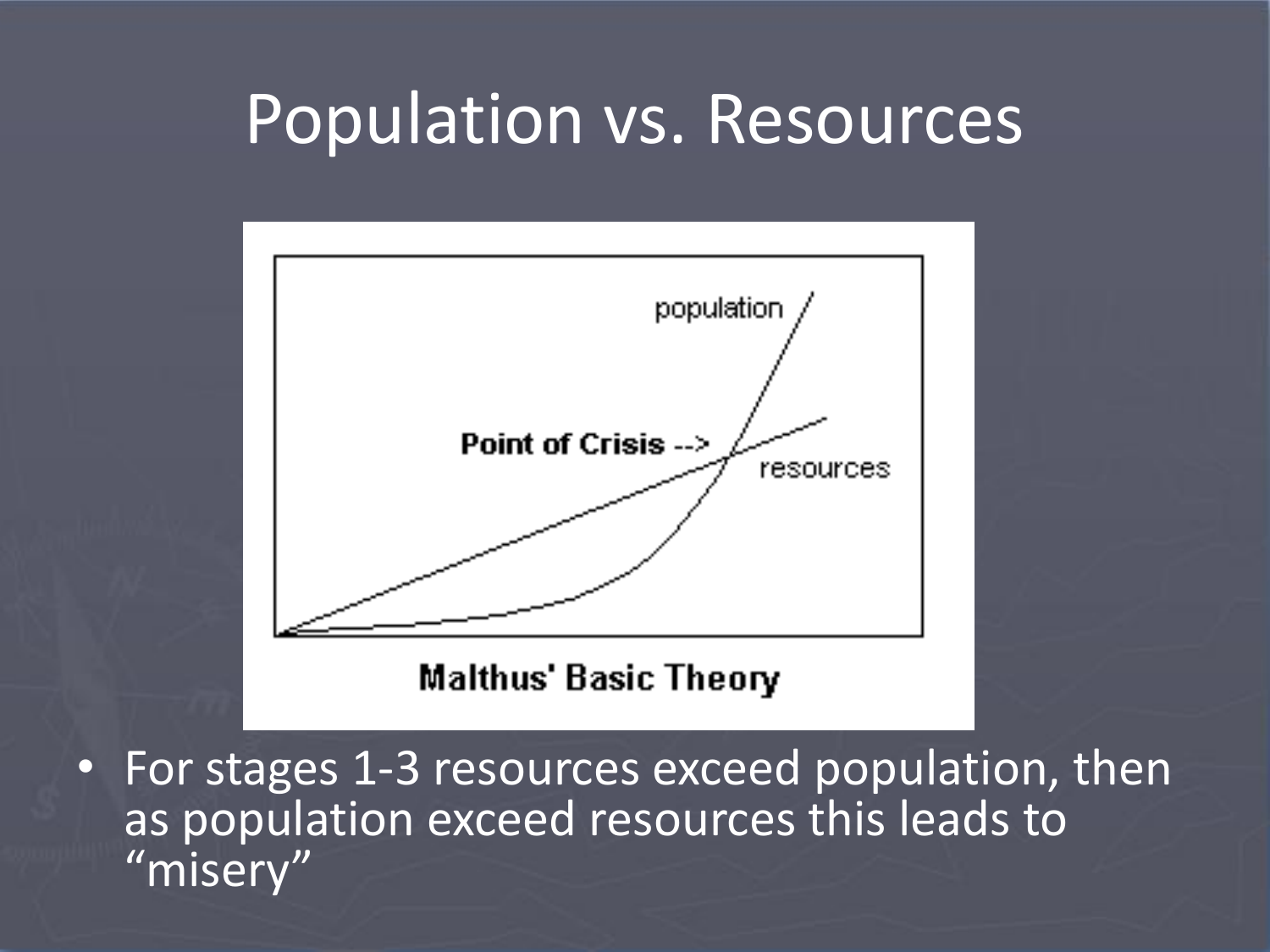# Population vs. Resources

population

Point of Crisis -->

resources

**Malthus' Basic Theory**

- For stages 1-3 resources exceed population, then as population exceed resources this leads to "misery"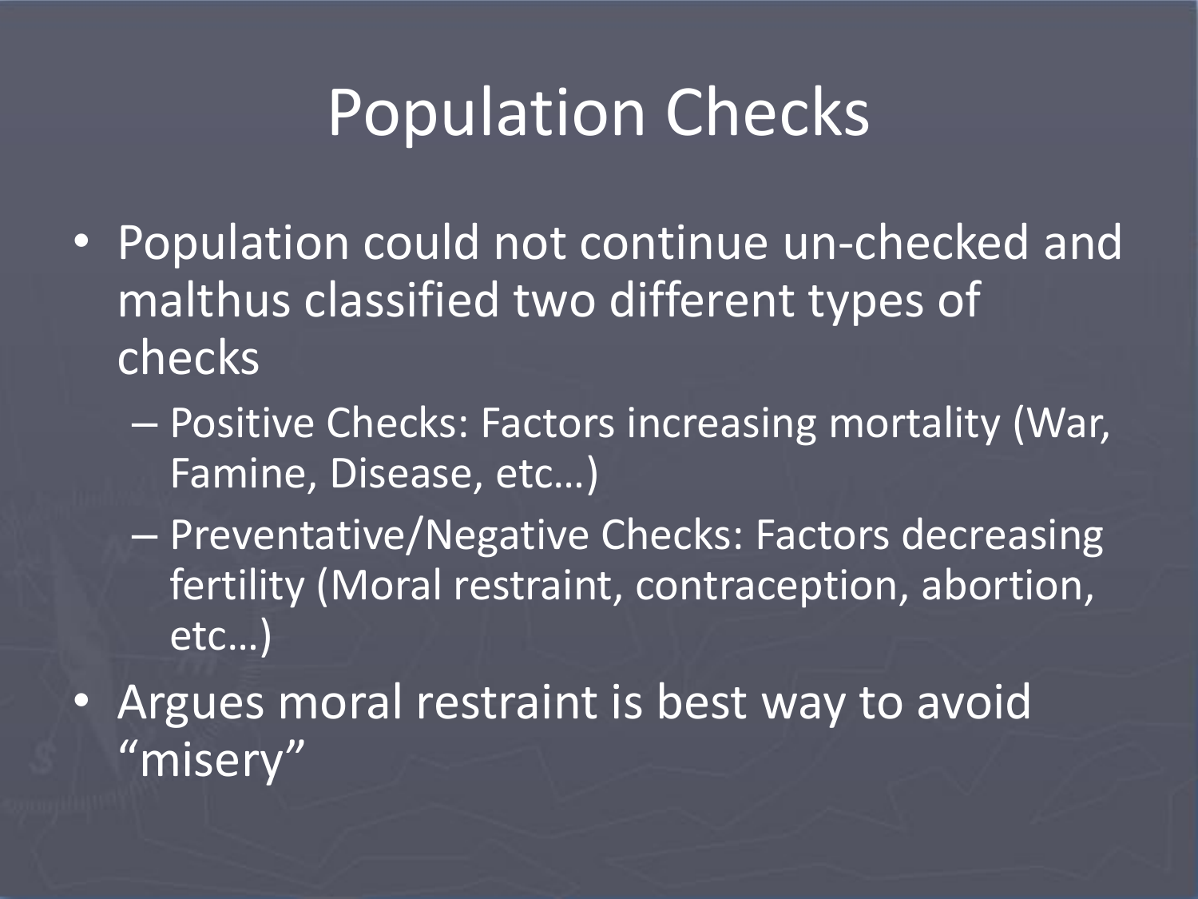# Population Checks

- Population could not continue un-checked and malthus classified two different types of checks
  - Positive Checks: Factors increasing mortality (War, Famine, Disease, etc…)
  - Preventative/Negative Checks: Factors decreasing fertility (Moral restraint, contraception, abortion, etc…)
- Argues moral restraint is best way to avoid "misery"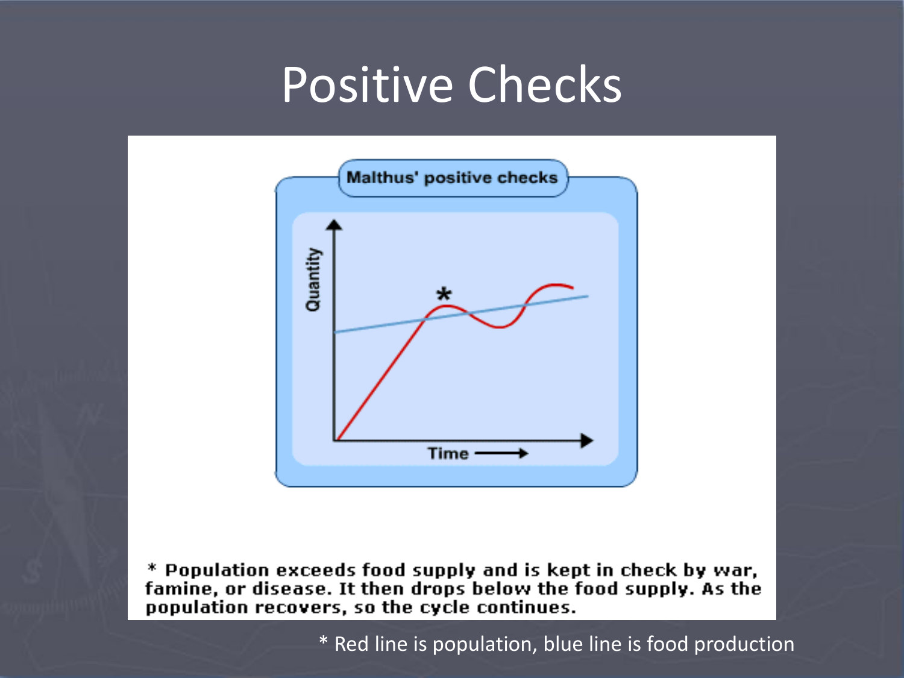# Positive Checks

* Population exceeds food supply and is kept in check by war, famine, or disease. It then drops below the food supply. As the population recovers, so the cycle continues.

* Red line is population, blue line is food production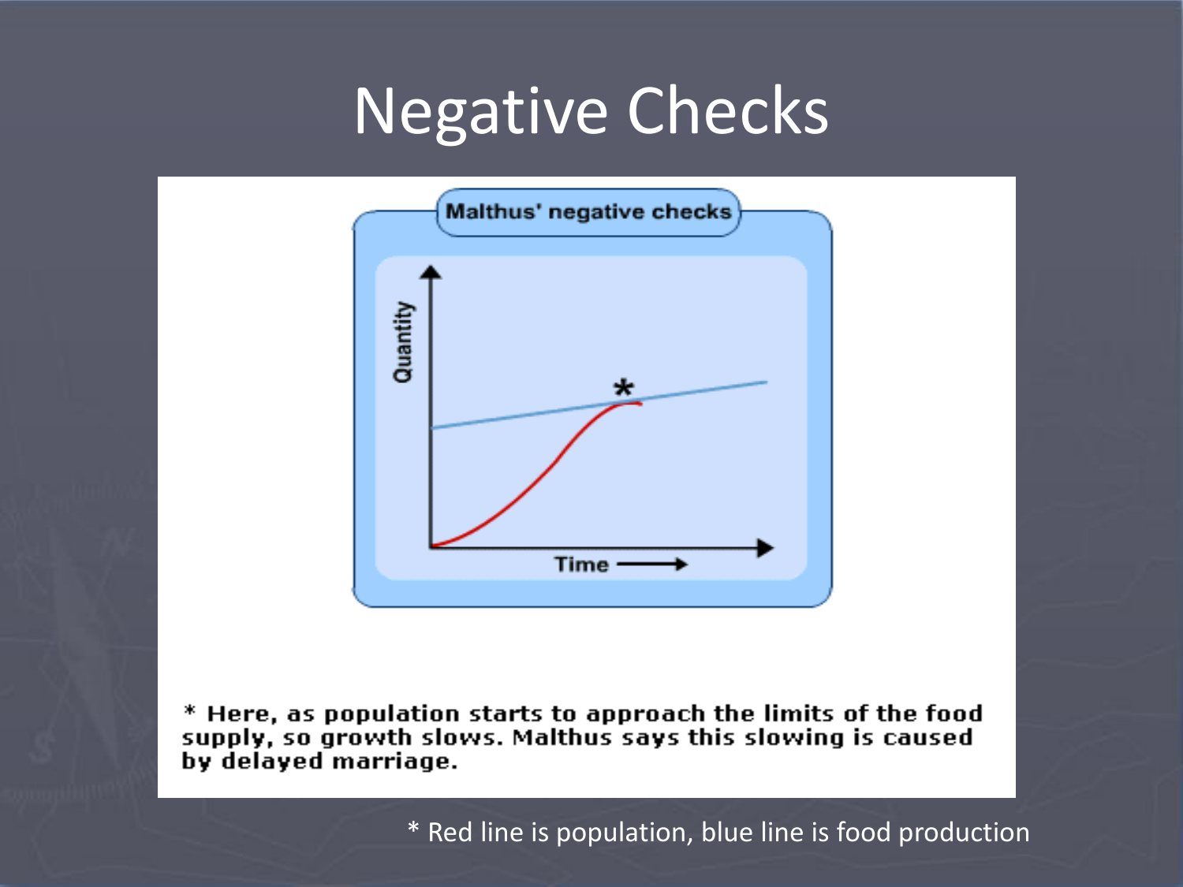# Negative Checks

Malthus' negative checks

Quantity

Time

* Here, as population starts to approach the limits of the food supply, so growth slows. Malthus says this slowing is caused by delayed marriage.

* Red line is population, blue line is food production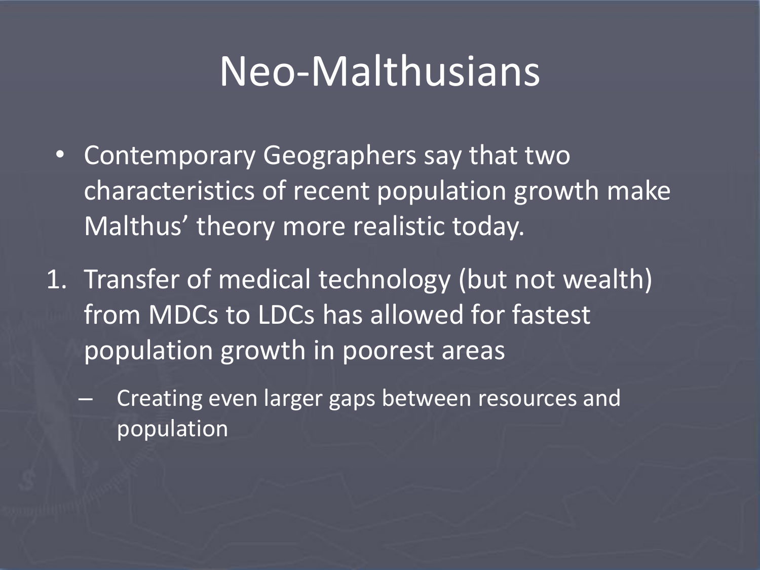# Neo-Malthusians

- Contemporary Geographers say that two characteristics of recent population growth make Malthus' theory more realistic today.

1. Transfer of medical technology (but not wealth) from MDCs to LDCs has allowed for fastest population growth in poorest areas
   – Creating even larger gaps between resources and population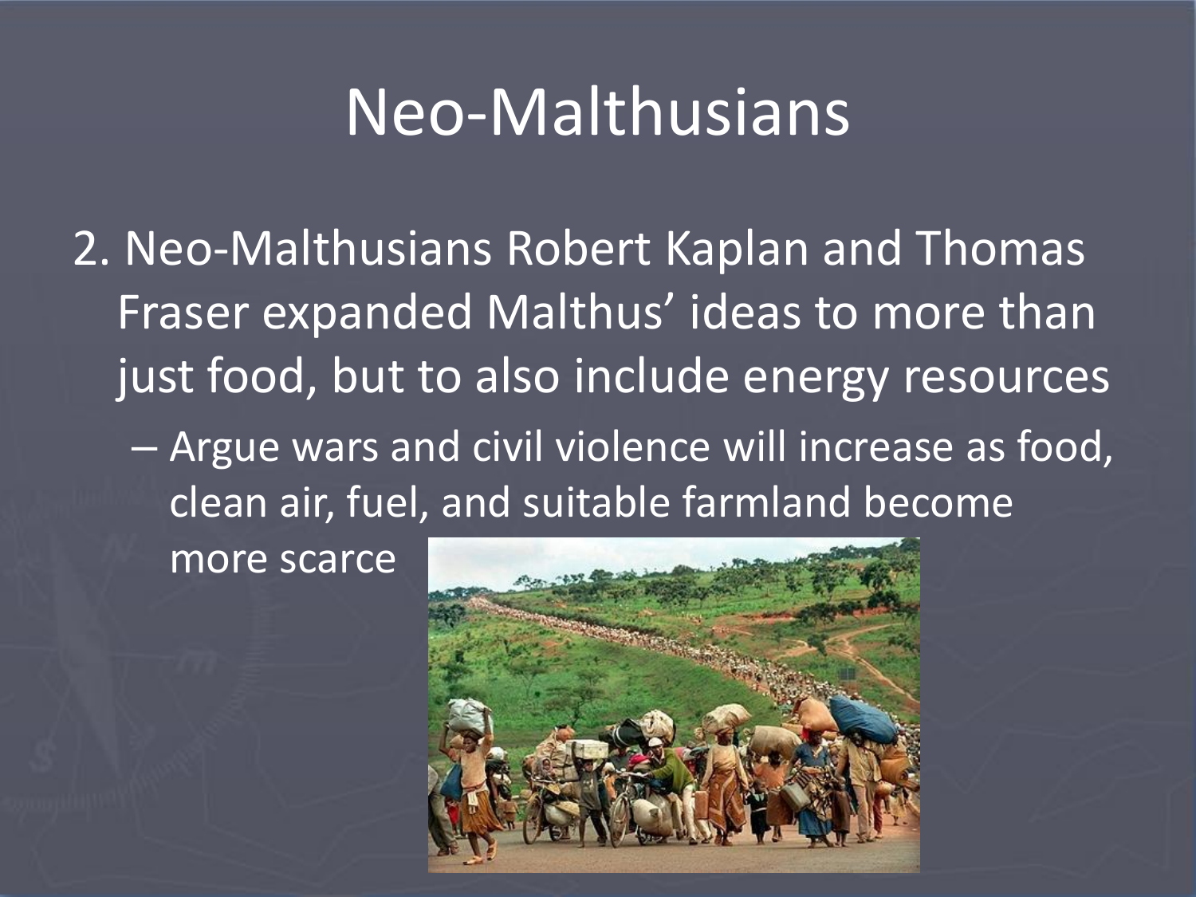# Neo-Malthusians

2. Neo-Malthusians Robert Kaplan and Thomas Fraser expanded Malthus' ideas to more than just food, but to also include energy resources
   - Argue wars and civil violence will increase as food, clean air, fuel, and suitable farmland become more scarce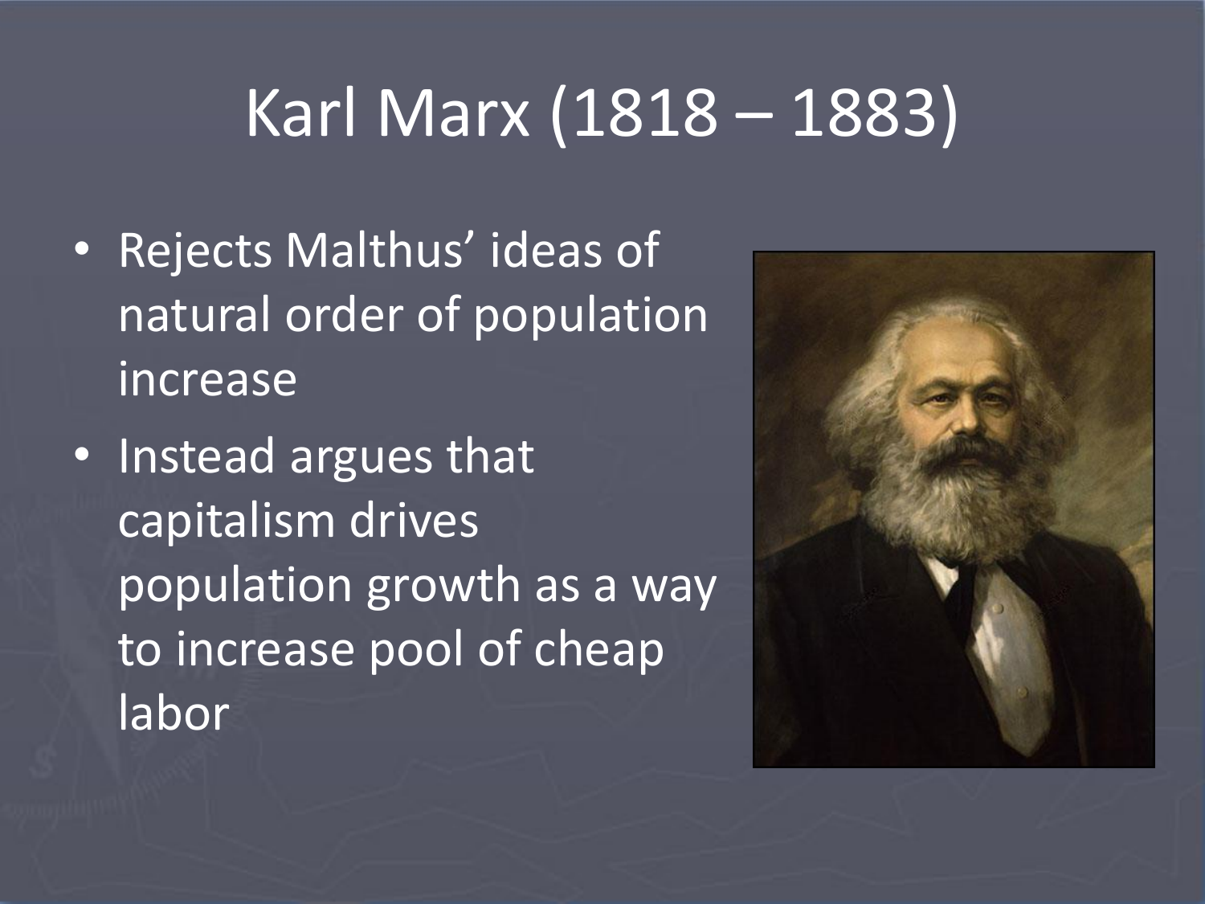# Karl Marx (1818 – 1883)

- Rejects Malthus' ideas of natural order of population increase
- Instead argues that capitalism drives population growth as a way to increase pool of cheap labor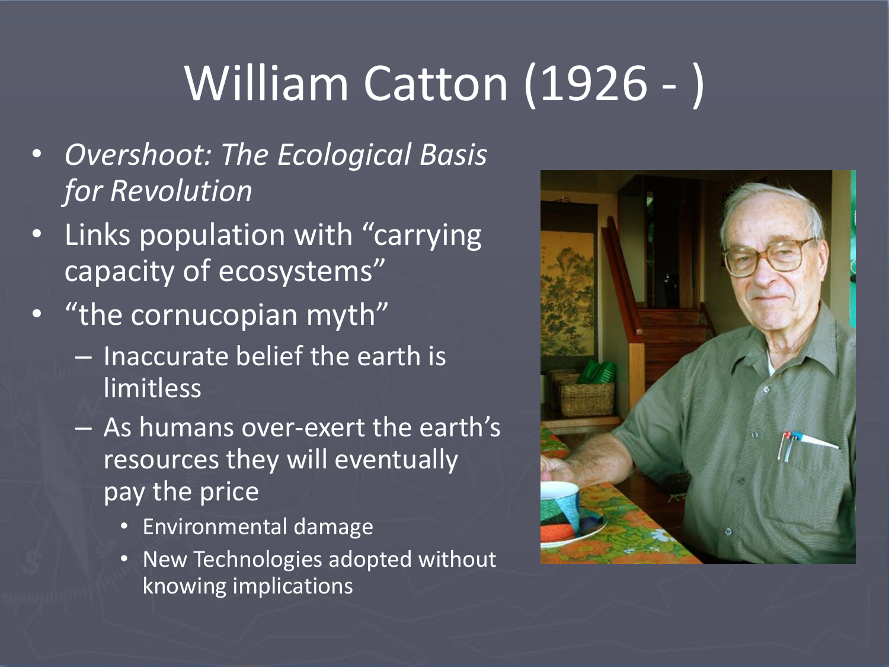# William Catton (1926 - )

- *Overshoot: The Ecological Basis for Revolution*
- Links population with "carrying capacity of ecosystems"
- "the cornucopian myth"
  - Inaccurate belief the earth is limitless
  - As humans over-exert the earth's resources they will eventually pay the price
    - Environmental damage
    - New Technologies adopted without knowing implications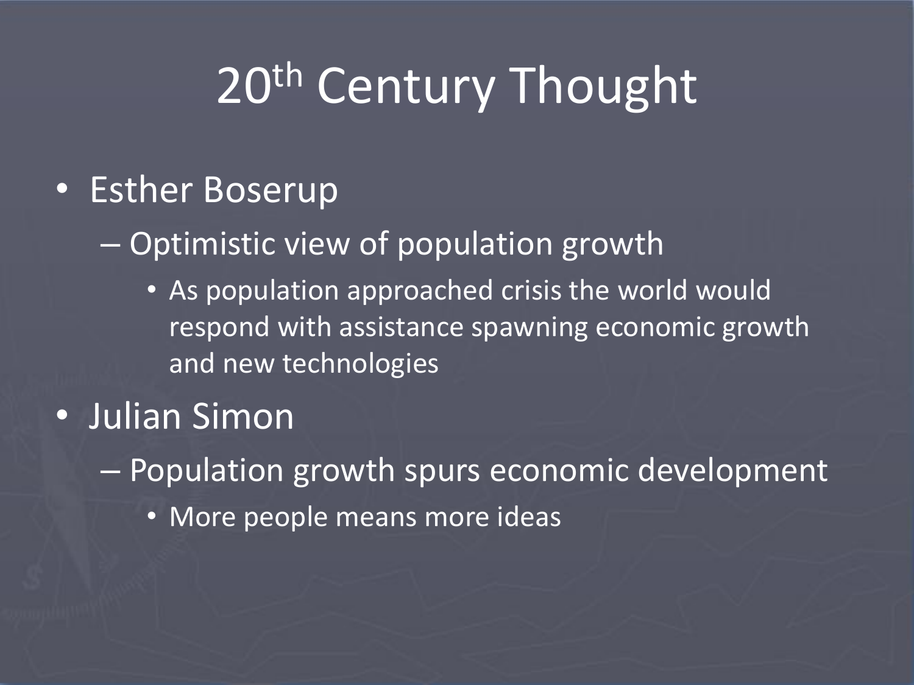# 20th Century Thought

- Esther Boserup
  - Optimistic view of population growth
    - As population approached crisis the world would respond with assistance spawning economic growth and new technologies
- Julian Simon
  - Population growth spurs economic development
    - More people means more ideas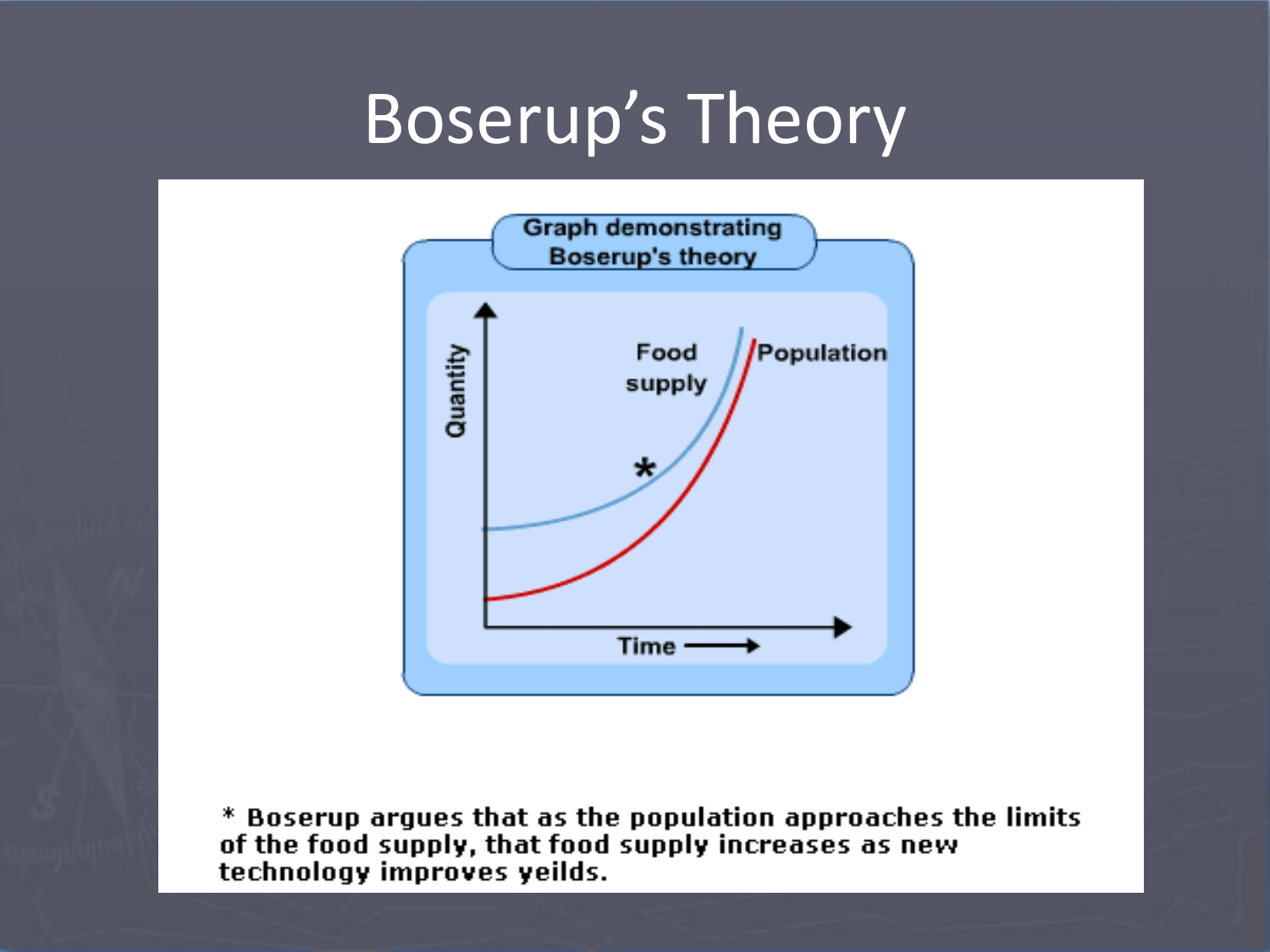# Boserup's Theory

Graph demonstrating Boserup's theory

Quantity

Food supply

Population

*

Time

* Boserup argues that as the population approaches the limits of the food supply, that food supply increases as new technology improves yeilds.